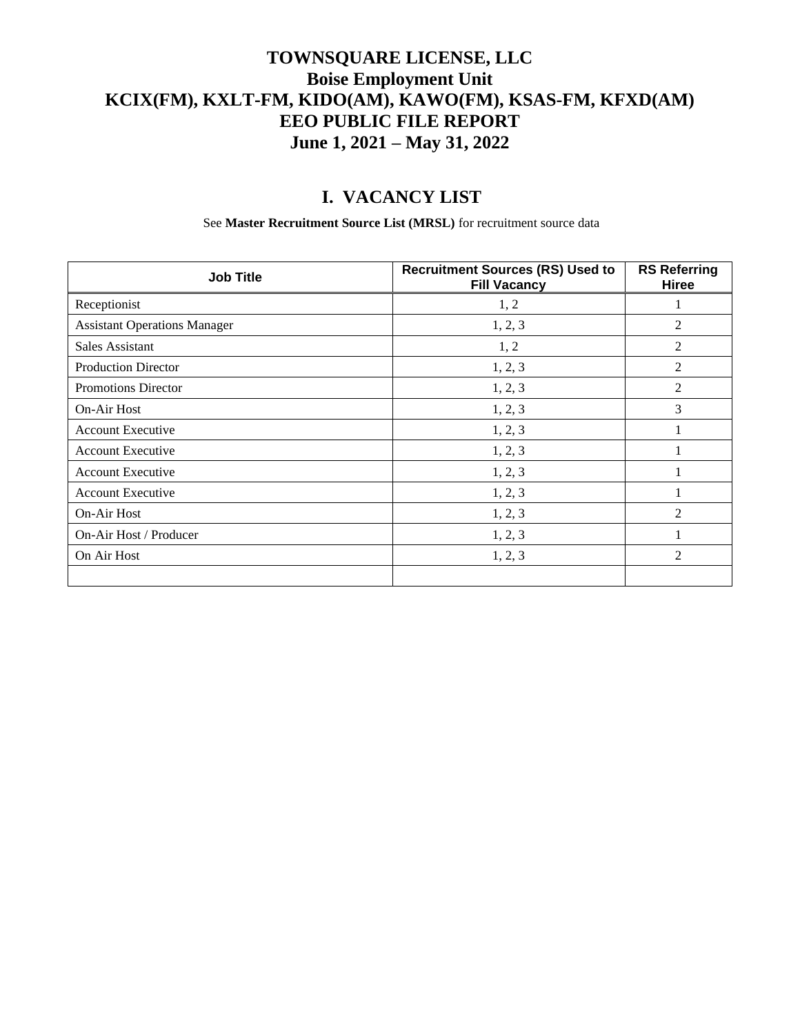# TOWNSQUARE LICENSE, LLC
# Boise Employment Unit
# KCIX(FM), KXLT-FM, KIDO(AM), KAWO(FM), KSAS-FM, KFXD(AM)
# EEO PUBLIC FILE REPORT
# June 1, 2021 – May 31, 2022

## I. VACANCY LIST

See **Master Recruitment Source List (MRSL)** for recruitment source data

| Job Title | Recruitment Sources (RS) Used to Fill Vacancy | RS Referring Hiree |
|---|---|---|
| Receptionist | 1, 2 | 1 |
| Assistant Operations Manager | 1, 2, 3 | 2 |
| Sales Assistant | 1, 2 | 2 |
| Production Director | 1, 2, 3 | 2 |
| Promotions Director | 1, 2, 3 | 2 |
| On-Air Host | 1, 2, 3 | 3 |
| Account Executive | 1, 2, 3 | 1 |
| Account Executive | 1, 2, 3 | 1 |
| Account Executive | 1, 2, 3 | 1 |
| Account Executive | 1, 2, 3 | 1 |
| On-Air Host | 1, 2, 3 | 2 |
| On-Air Host / Producer | 1, 2, 3 | 1 |
| On Air Host | 1, 2, 3 | 2 |
| | | |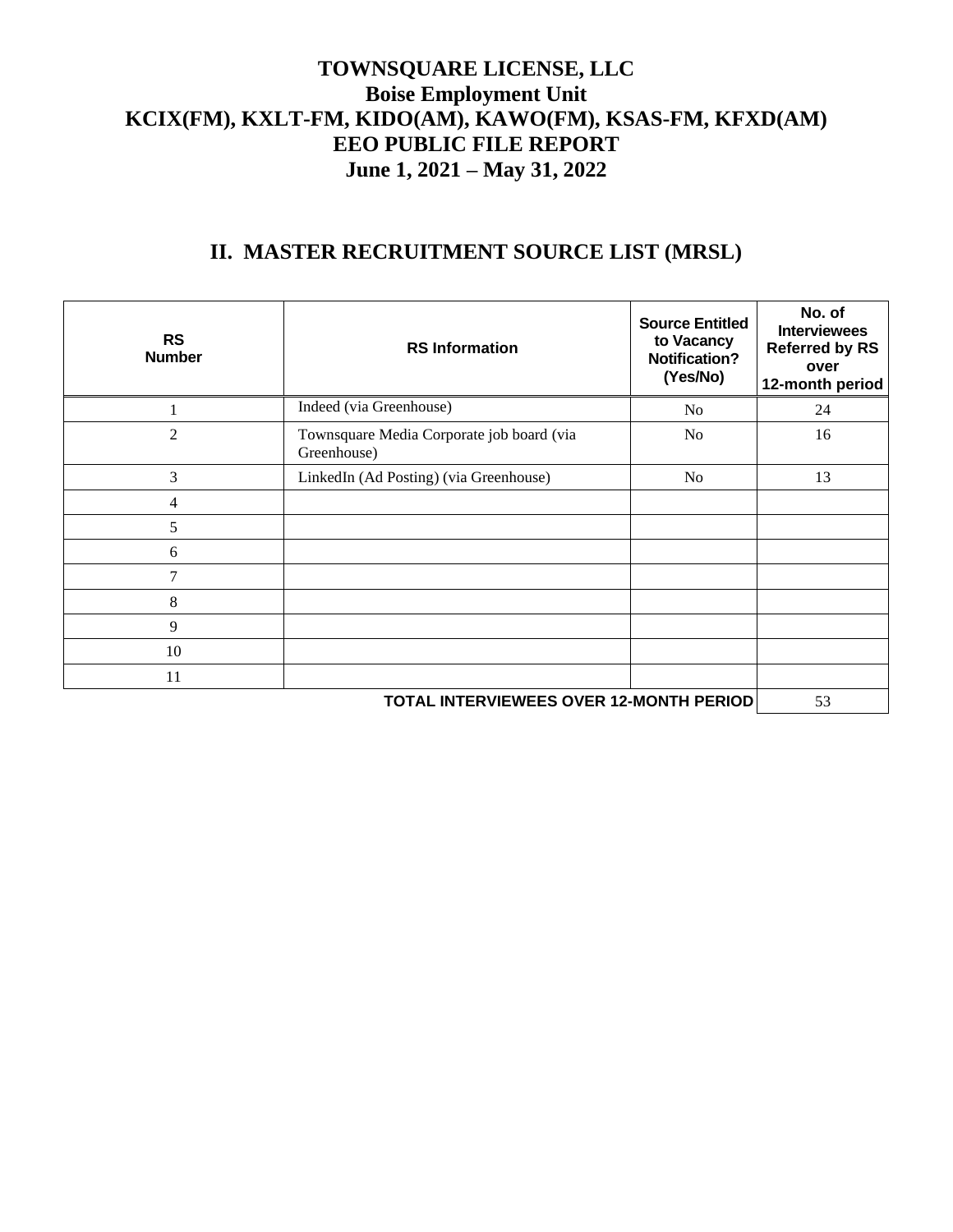# TOWNSQUARE LICENSE, LLC
# Boise Employment Unit
# KCIX(FM), KXLT-FM, KIDO(AM), KAWO(FM), KSAS-FM, KFXD(AM)
# EEO PUBLIC FILE REPORT
# June 1, 2021 – May 31, 2022

## II. MASTER RECRUITMENT SOURCE LIST (MRSL)

| RS Number | RS Information | Source Entitled to Vacancy Notification? (Yes/No) | No. of Interviewees Referred by RS over 12-month period |
|---|---|---|---|
| 1 | Indeed (via Greenhouse) | No | 24 |
| 2 | Townsquare Media Corporate job board (via Greenhouse) | No | 16 |
| 3 | LinkedIn (Ad Posting) (via Greenhouse) | No | 13 |
| 4 | | | |
| 5 | | | |
| 6 | | | |
| 7 | | | |
| 8 | | | |
| 9 | | | |
| 10 | | | |
| 11 | | | |
| | | **TOTAL INTERVIEWEES OVER 12-MONTH PERIOD** | 53 |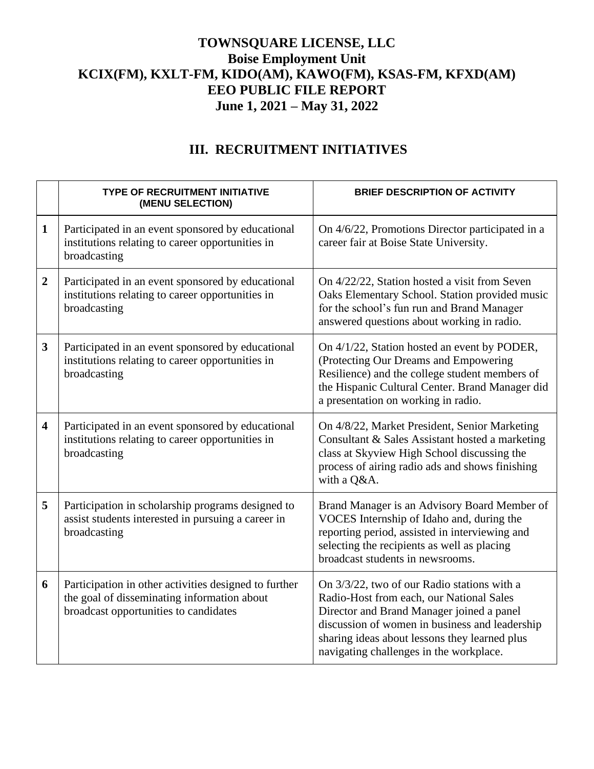# TOWNSQUARE LICENSE, LLC
## Boise Employment Unit
## KCIX(FM), KXLT-FM, KIDO(AM), KAWO(FM), KSAS-FM, KFXD(AM)
## EEO PUBLIC FILE REPORT
## June 1, 2021 – May 31, 2022

## III. RECRUITMENT INITIATIVES

| | TYPE OF RECRUITMENT INITIATIVE (MENU SELECTION) | BRIEF DESCRIPTION OF ACTIVITY |
|---|---|---|
| **1** | Participated in an event sponsored by educational institutions relating to career opportunities in broadcasting | On 4/6/22, Promotions Director participated in a career fair at Boise State University. |
| **2** | Participated in an event sponsored by educational institutions relating to career opportunities in broadcasting | On 4/22/22, Station hosted a visit from Seven Oaks Elementary School. Station provided music for the school's fun run and Brand Manager answered questions about working in radio. |
| **3** | Participated in an event sponsored by educational institutions relating to career opportunities in broadcasting | On 4/1/22, Station hosted an event by PODER, (Protecting Our Dreams and Empowering Resilience) and the college student members of the Hispanic Cultural Center. Brand Manager did a presentation on working in radio. |
| **4** | Participated in an event sponsored by educational institutions relating to career opportunities in broadcasting | On 4/8/22, Market President, Senior Marketing Consultant & Sales Assistant hosted a marketing class at Skyview High School discussing the process of airing radio ads and shows finishing with a Q&A. |
| **5** | Participation in scholarship programs designed to assist students interested in pursuing a career in broadcasting | Brand Manager is an Advisory Board Member of VOCES Internship of Idaho and, during the reporting period, assisted in interviewing and selecting the recipients as well as placing broadcast students in newsrooms. |
| **6** | Participation in other activities designed to further the goal of disseminating information about broadcast opportunities to candidates | On 3/3/22, two of our Radio stations with a Radio-Host from each, our National Sales Director and Brand Manager joined a panel discussion of women in business and leadership sharing ideas about lessons they learned plus navigating challenges in the workplace. |